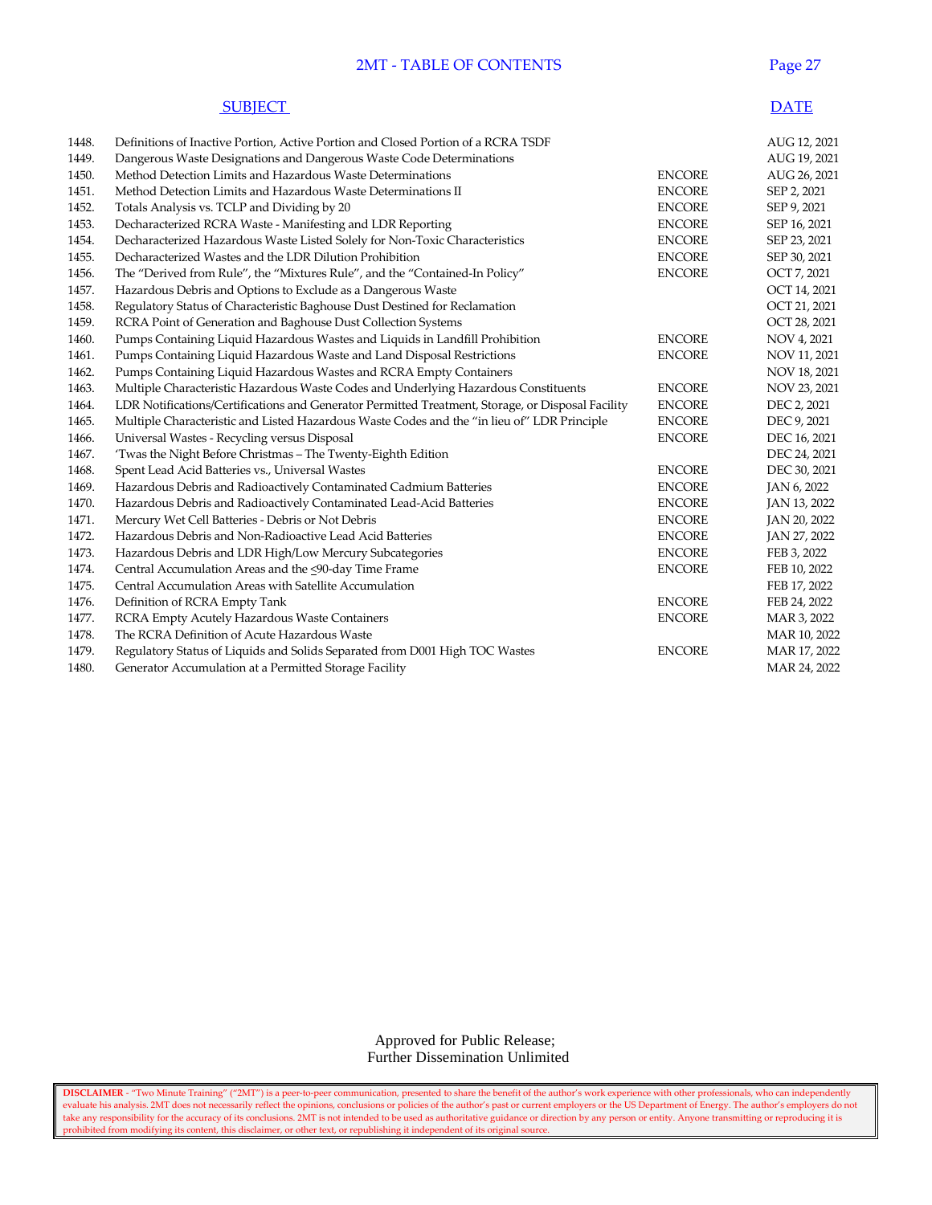# 2MT - TABLE OF CONTENTS

| | SUBJECT | | DATE |
|---|---|---|---|
| 1448. | Definitions of Inactive Portion, Active Portion and Closed Portion of a RCRA TSDF | | AUG 12, 2021 |
| 1449. | Dangerous Waste Designations and Dangerous Waste Code Determinations | | AUG 19, 2021 |
| 1450. | Method Detection Limits and Hazardous Waste Determinations | ENCORE | AUG 26, 2021 |
| 1451. | Method Detection Limits and Hazardous Waste Determinations II | ENCORE | SEP 2, 2021 |
| 1452. | Totals Analysis vs. TCLP and Dividing by 20 | ENCORE | SEP 9, 2021 |
| 1453. | Decharacterized RCRA Waste - Manifesting and LDR Reporting | ENCORE | SEP 16, 2021 |
| 1454. | Decharacterized Hazardous Waste Listed Solely for Non-Toxic Characteristics | ENCORE | SEP 23, 2021 |
| 1455. | Decharacterized Wastes and the LDR Dilution Prohibition | ENCORE | SEP 30, 2021 |
| 1456. | The "Derived from Rule", the "Mixtures Rule", and the "Contained-In Policy" | ENCORE | OCT 7, 2021 |
| 1457. | Hazardous Debris and Options to Exclude as a Dangerous Waste | | OCT 14, 2021 |
| 1458. | Regulatory Status of Characteristic Baghouse Dust Destined for Reclamation | | OCT 21, 2021 |
| 1459. | RCRA Point of Generation and Baghouse Dust Collection Systems | | OCT 28, 2021 |
| 1460. | Pumps Containing Liquid Hazardous Wastes and Liquids in Landfill Prohibition | ENCORE | NOV 4, 2021 |
| 1461. | Pumps Containing Liquid Hazardous Waste and Land Disposal Restrictions | ENCORE | NOV 11, 2021 |
| 1462. | Pumps Containing Liquid Hazardous Wastes and RCRA Empty Containers | | NOV 18, 2021 |
| 1463. | Multiple Characteristic Hazardous Waste Codes and Underlying Hazardous Constituents | ENCORE | NOV 23, 2021 |
| 1464. | LDR Notifications/Certifications and Generator Permitted Treatment, Storage, or Disposal Facility | ENCORE | DEC 2, 2021 |
| 1465. | Multiple Characteristic and Listed Hazardous Waste Codes and the "in lieu of" LDR Principle | ENCORE | DEC 9, 2021 |
| 1466. | Universal Wastes - Recycling versus Disposal | ENCORE | DEC 16, 2021 |
| 1467. | 'Twas the Night Before Christmas – The Twenty-Eighth Edition | | DEC 24, 2021 |
| 1468. | Spent Lead Acid Batteries vs., Universal Wastes | ENCORE | DEC 30, 2021 |
| 1469. | Hazardous Debris and Radioactively Contaminated Cadmium Batteries | ENCORE | JAN 6, 2022 |
| 1470. | Hazardous Debris and Radioactively Contaminated Lead-Acid Batteries | ENCORE | JAN 13, 2022 |
| 1471. | Mercury Wet Cell Batteries - Debris or Not Debris | ENCORE | JAN 20, 2022 |
| 1472. | Hazardous Debris and Non-Radioactive Lead Acid Batteries | ENCORE | JAN 27, 2022 |
| 1473. | Hazardous Debris and LDR High/Low Mercury Subcategories | ENCORE | FEB 3, 2022 |
| 1474. | Central Accumulation Areas and the ≤90-day Time Frame | ENCORE | FEB 10, 2022 |
| 1475. | Central Accumulation Areas with Satellite Accumulation | | FEB 17, 2022 |
| 1476. | Definition of RCRA Empty Tank | ENCORE | FEB 24, 2022 |
| 1477. | RCRA Empty Acutely Hazardous Waste Containers | ENCORE | MAR 3, 2022 |
| 1478. | The RCRA Definition of Acute Hazardous Waste | | MAR 10, 2022 |
| 1479. | Regulatory Status of Liquids and Solids Separated from D001 High TOC Wastes | ENCORE | MAR 17, 2022 |
| 1480. | Generator Accumulation at a Permitted Storage Facility | | MAR 24, 2022 |

Approved for Public Release;
Further Dissemination Unlimited

**DISCLAIMER** - "Two Minute Training" ("2MT") is a peer-to-peer communication, presented to share the benefit of the author's work experience with other professionals, who can independently evaluate his analysis. 2MT does not necessarily reflect the opinions, conclusions or policies of the author's past or current employers or the US Department of Energy. The author's employers do not take any responsibility for the accuracy of its conclusions. 2MT is not intended to be used as authoritative guidance or direction by any person or entity. Anyone transmitting or reproducing it is prohibited from modifying its content, this disclaimer, or other text, or republishing it independent of its original source.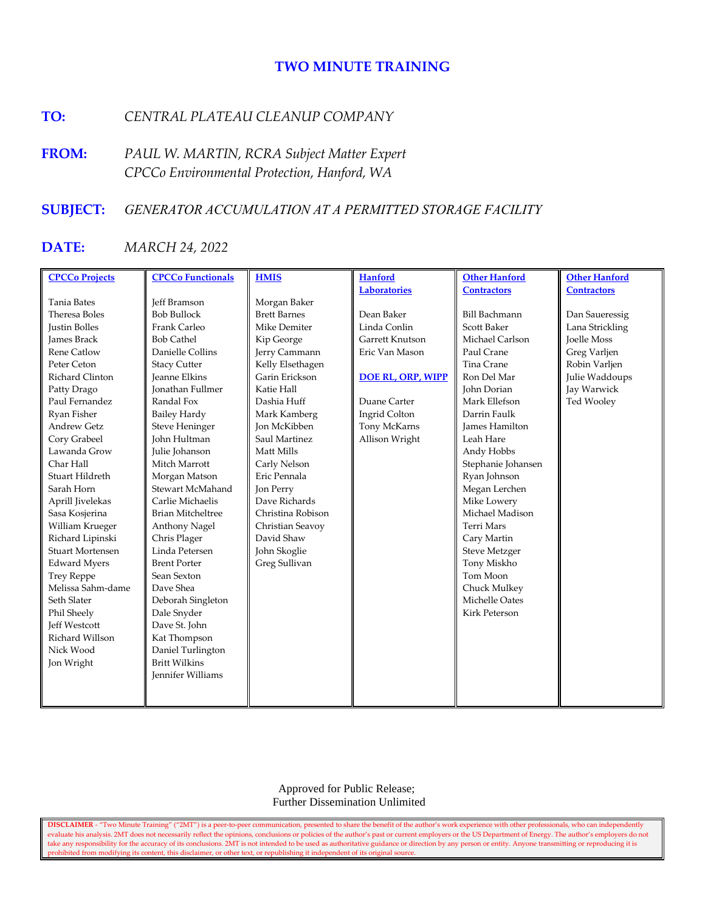# TWO MINUTE TRAINING

**TO:** *CENTRAL PLATEAU CLEANUP COMPANY*

**FROM:** *PAUL W. MARTIN, RCRA Subject Matter Expert*
*CPCCo Environmental Protection, Hanford, WA*

**SUBJECT:** *GENERATOR ACCUMULATION AT A PERMITTED STORAGE FACILITY*

**DATE:** *MARCH 24, 2022*

| CPCCo Projects | CPCCo Functionals | HMIS | Hanford Laboratories | Other Hanford Contractors | Other Hanford Contractors |
|---|---|---|---|---|---|
| Tania Bates | Jeff Bramson | Morgan Baker | Dean Baker | Bill Bachmann | Dan Saueressig |
| Theresa Boles | Bob Bullock | Brett Barnes | Linda Conlin | Scott Baker | Lana Strickling |
| Justin Bolles | Frank Carleo | Mike Demiter | Garrett Knutson | Michael Carlson | Joelle Moss |
| James Brack | Bob Cathel | Kip George | Eric Van Mason | Paul Crane | Greg Varljen |
| Rene Catlow | Danielle Collins | Jerry Cammann | | Tina Crane | Robin Varljen |
| Peter Ceton | Stacy Cutter | Kelly Elsethagen | **DOE RL, ORP, WIPP** | Ron Del Mar | Julie Waddoups |
| Richard Clinton | Jeanne Elkins | Garin Erickson | | John Dorian | Jay Warwick |
| Patty Drago | Jonathan Fullmer | Katie Hall | Duane Carter | Mark Ellefson | Ted Wooley |
| Paul Fernandez | Randal Fox | Dashia Huff | Ingrid Colton | Darrin Faulk | |
| Ryan Fisher | Bailey Hardy | Mark Kamberg | Tony McKarns | James Hamilton | |
| Andrew Getz | Steve Heninger | Jon McKibben | Allison Wright | Leah Hare | |
| Cory Grabeel | John Hultman | Saul Martinez | | Andy Hobbs | |
| Lawanda Grow | Julie Johanson | Matt Mills | | Stephanie Johansen | |
| Char Hall | Mitch Marrott | Carly Nelson | | Ryan Johnson | |
| Stuart Hildreth | Morgan Matson | Eric Pennala | | Megan Lerchen | |
| Sarah Horn | Stewart McMahand | Jon Perry | | Mike Lowery | |
| Aprill Jivelekas | Carlie Michaelis | Dave Richards | | Michael Madison | |
| Sasa Kosjerina | Brian Mitcheltree | Christina Robison | | Terri Mars | |
| William Krueger | Anthony Nagel | Christian Seavoy | | Cary Martin | |
| Richard Lipinski | Chris Plager | David Shaw | | Steve Metzger | |
| Stuart Mortensen | Linda Petersen | John Skoglie | | Tony Miskho | |
| Edward Myers | Brent Porter | Greg Sullivan | | Tom Moon | |
| Trey Reppe | Sean Sexton | | | Chuck Mulkey | |
| Melissa Sahm-dame | Dave Shea | | | Michelle Oates | |
| Seth Slater | Deborah Singleton | | | Kirk Peterson | |
| Phil Sheely | Dale Snyder | | | | |
| Jeff Westcott | Dave St. John | | | | |
| Richard Willson | Kat Thompson | | | | |
| Nick Wood | Daniel Turlington | | | | |
| Jon Wright | Britt Wilkins | | | | |
| | Jennifer Williams | | | | |

Approved for Public Release;
Further Dissemination Unlimited

**DISCLAIMER** - "Two Minute Training" ("2MT") is a peer-to-peer communication, presented to share the benefit of the author's work experience with other professionals, who can independently evaluate his analysis. 2MT does not necessarily reflect the opinions, conclusions or policies of the author's past or current employers or the US Department of Energy. The author's employers do not take any responsibility for the accuracy of its conclusions. 2MT is not intended to be used as authoritative guidance or direction by any person or entity. Anyone transmitting or reproducing it is prohibited from modifying its content, this disclaimer, or other text, or republishing it independent of its original source.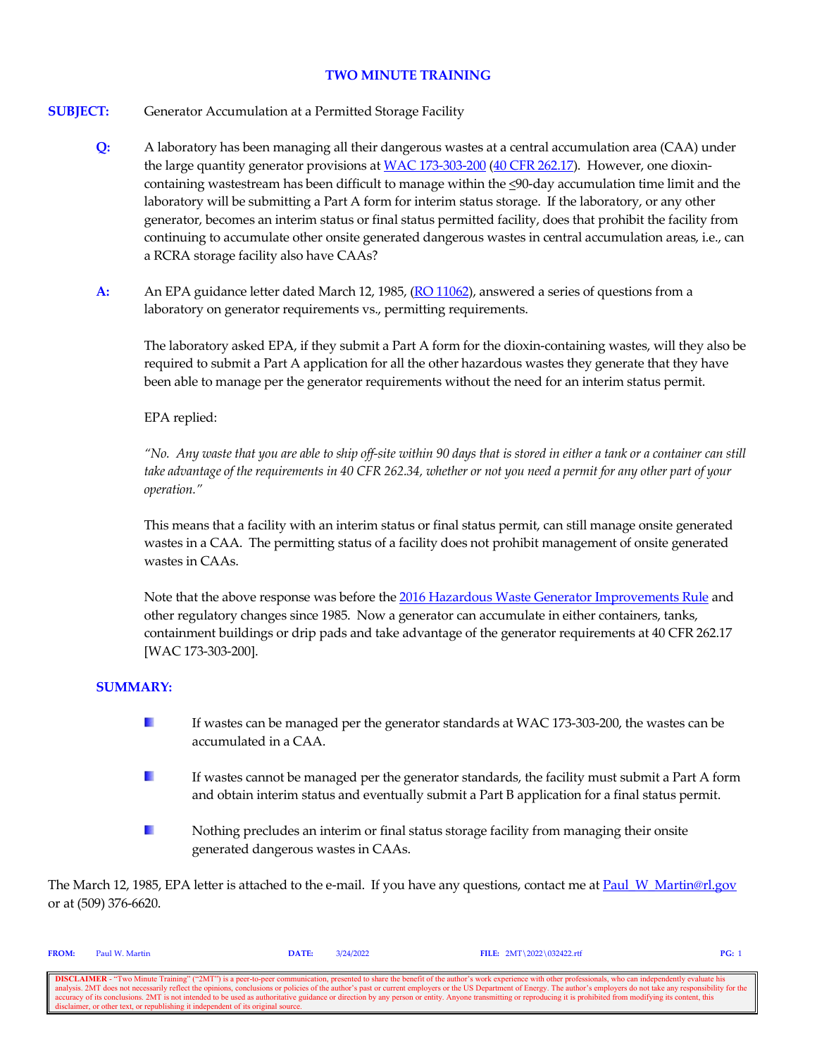**TWO MINUTE TRAINING**

**SUBJECT:** Generator Accumulation at a Permitted Storage Facility

**Q:** A laboratory has been managing all their dangerous wastes at a central accumulation area (CAA) under the large quantity generator provisions at [WAC 173-303-200](WAC 173-303-200) ([40 CFR 262.17](40 CFR 262.17)). However, one dioxin-containing wastestream has been difficult to manage within the ≤90-day accumulation time limit and the laboratory will be submitting a Part A form for interim status storage. If the laboratory, or any other generator, becomes an interim status or final status permitted facility, does that prohibit the facility from continuing to accumulate other onsite generated dangerous wastes in central accumulation areas, i.e., can a RCRA storage facility also have CAAs?

**A:** An EPA guidance letter dated March 12, 1985, ([RO 11062](RO 11062)), answered a series of questions from a laboratory on generator requirements vs., permitting requirements.

The laboratory asked EPA, if they submit a Part A form for the dioxin-containing wastes, will they also be required to submit a Part A application for all the other hazardous wastes they generate that they have been able to manage per the generator requirements without the need for an interim status permit.

EPA replied:

*"No. Any waste that you are able to ship off-site within 90 days that is stored in either a tank or a container can still take advantage of the requirements in 40 CFR 262.34, whether or not you need a permit for any other part of your operation."*

This means that a facility with an interim status or final status permit, can still manage onsite generated wastes in a CAA. The permitting status of a facility does not prohibit management of onsite generated wastes in CAAs.

Note that the above response was before the [2016 Hazardous Waste Generator Improvements Rule](2016 Hazardous Waste Generator Improvements Rule) and other regulatory changes since 1985. Now a generator can accumulate in either containers, tanks, containment buildings or drip pads and take advantage of the generator requirements at 40 CFR 262.17 [WAC 173-303-200].

**SUMMARY:**

- If wastes can be managed per the generator standards at WAC 173-303-200, the wastes can be accumulated in a CAA.
- If wastes cannot be managed per the generator standards, the facility must submit a Part A form and obtain interim status and eventually submit a Part B application for a final status permit.
- Nothing precludes an interim or final status storage facility from managing their onsite generated dangerous wastes in CAAs.

The March 12, 1985, EPA letter is attached to the e-mail. If you have any questions, contact me at [Paul_W_Martin@rl.gov](mailto:Paul_W_Martin@rl.gov) or at (509) 376-6620.

**FROM:** Paul W. Martin **DATE:** 3/24/2022 **FILE:** 2MT\2022\032422.rtf

**DISCLAIMER** - "Two Minute Training" ("2MT") is a peer-to-peer communication, presented to share the benefit of the author's work experience with other professionals, who can independently evaluate his analysis. 2MT does not necessarily reflect the opinions, conclusions or policies of the author's past or current employers or the US Department of Energy. The author's employers do not take any responsibility for the accuracy of its conclusions. 2MT is not intended to be used as authoritative guidance or direction by any person or entity. Anyone transmitting or reproducing it is prohibited from modifying its content, this disclaimer, or other text, or republishing it independent of its original source.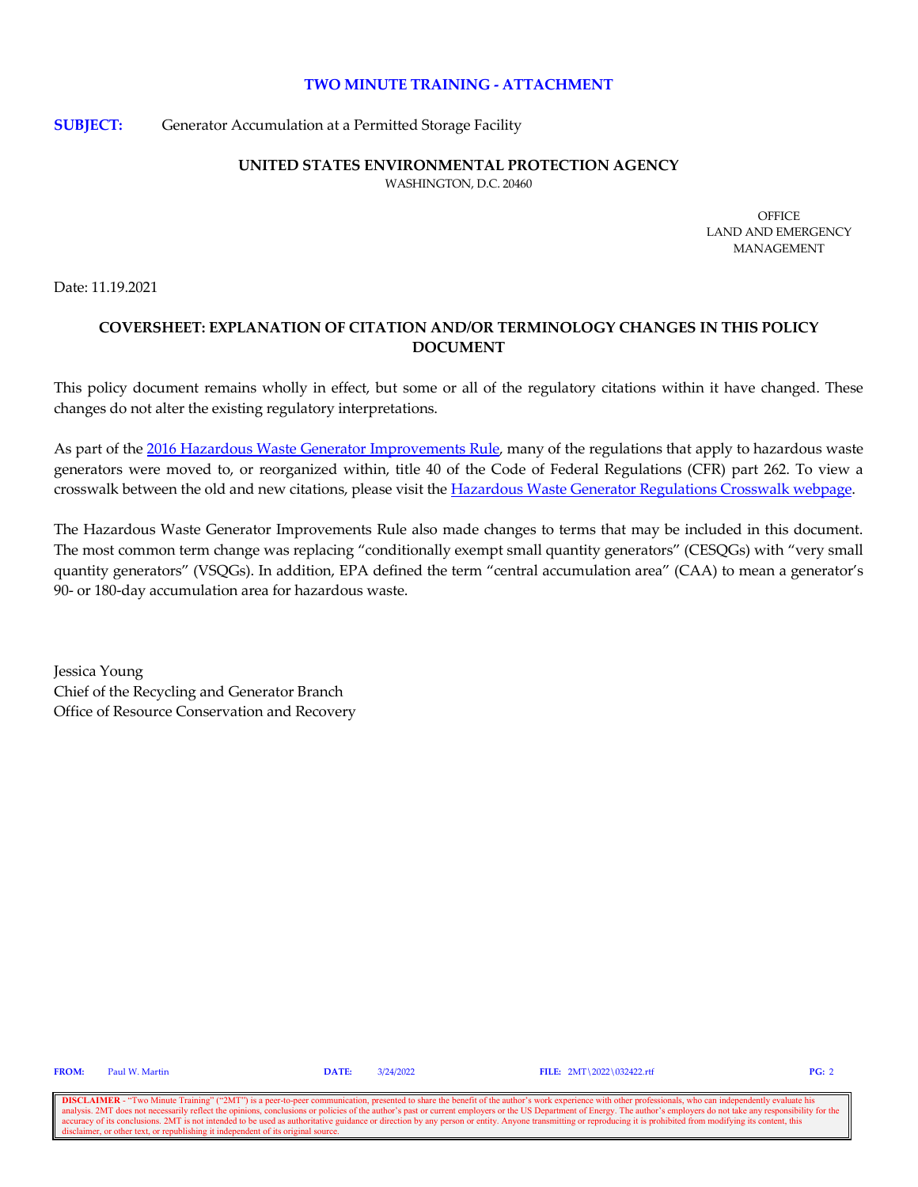**TWO MINUTE TRAINING - ATTACHMENT**

**SUBJECT:** Generator Accumulation at a Permitted Storage Facility

**UNITED STATES ENVIRONMENTAL PROTECTION AGENCY**
WASHINGTON, D.C. 20460

OFFICE
LAND AND EMERGENCY
MANAGEMENT

Date: 11.19.2021

**COVERSHEET: EXPLANATION OF CITATION AND/OR TERMINOLOGY CHANGES IN THIS POLICY DOCUMENT**

This policy document remains wholly in effect, but some or all of the regulatory citations within it have changed. These changes do not alter the existing regulatory interpretations.

As part of the 2016 Hazardous Waste Generator Improvements Rule, many of the regulations that apply to hazardous waste generators were moved to, or reorganized within, title 40 of the Code of Federal Regulations (CFR) part 262. To view a crosswalk between the old and new citations, please visit the Hazardous Waste Generator Regulations Crosswalk webpage.

The Hazardous Waste Generator Improvements Rule also made changes to terms that may be included in this document. The most common term change was replacing "conditionally exempt small quantity generators" (CESQGs) with "very small quantity generators" (VSQGs). In addition, EPA defined the term "central accumulation area" (CAA) to mean a generator's 90- or 180-day accumulation area for hazardous waste.

Jessica Young
Chief of the Recycling and Generator Branch
Office of Resource Conservation and Recovery

**FROM:** Paul W. Martin **DATE:** 3/24/2022 **FILE:** 2MT\2022\032422.rtf **PG:** 2

**DISCLAIMER** - "Two Minute Training" ("2MT") is a peer-to-peer communication, presented to share the benefit of the author's work experience with other professionals, who can independently evaluate his analysis. 2MT does not necessarily reflect the opinions, conclusions or policies of the author's past or current employers or the US Department of Energy. The author's employers do not take any responsibility for the accuracy of its conclusions. 2MT is not intended to be used as authoritative guidance or direction by any person or entity. Anyone transmitting or reproducing it is prohibited from modifying its content, this disclaimer, or other text, or republishing it independent of its original source.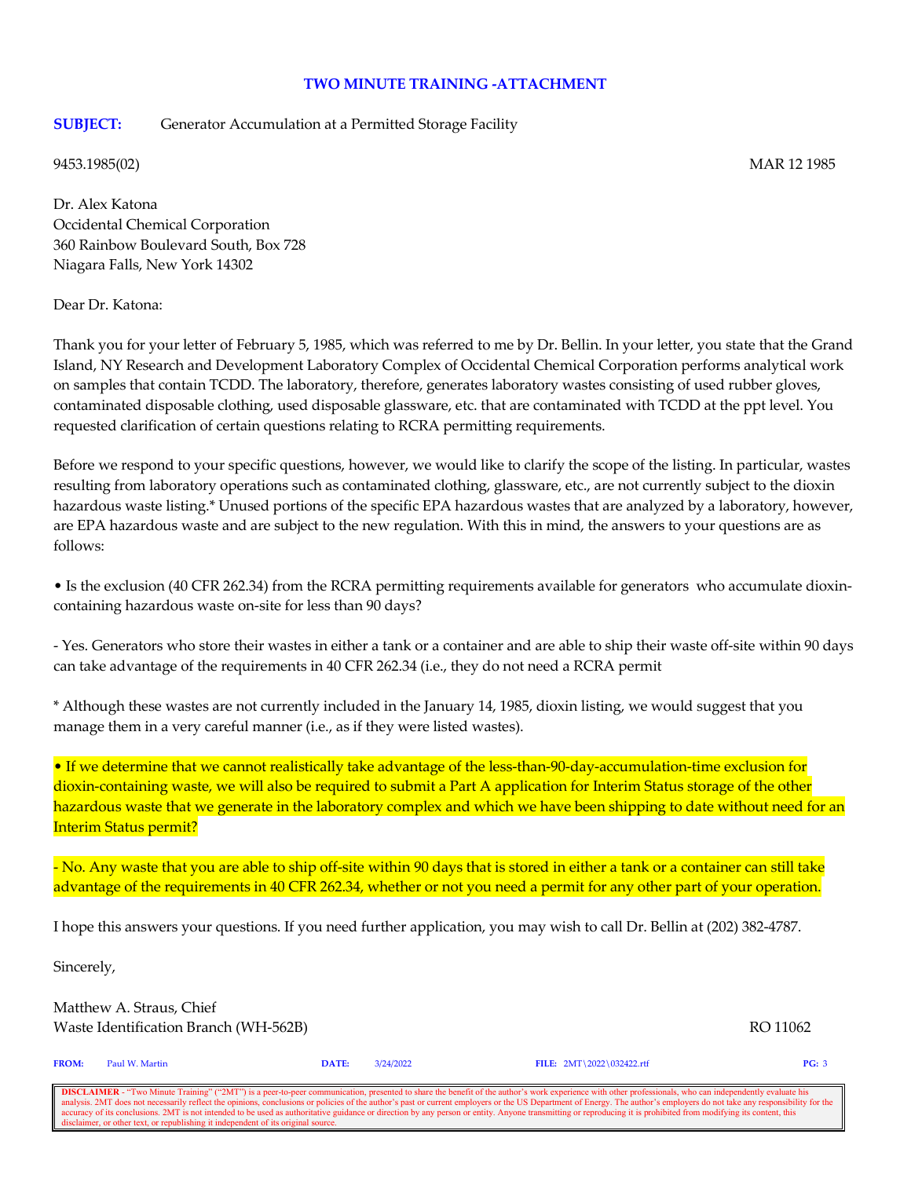## TWO MINUTE TRAINING -ATTACHMENT

**SUBJECT:** Generator Accumulation at a Permitted Storage Facility

9453.1985(02)

MAR 12 1985

Dr. Alex Katona
Occidental Chemical Corporation
360 Rainbow Boulevard South, Box 728
Niagara Falls, New York 14302

Dear Dr. Katona:

Thank you for your letter of February 5, 1985, which was referred to me by Dr. Bellin. In your letter, you state that the Grand Island, NY Research and Development Laboratory Complex of Occidental Chemical Corporation performs analytical work on samples that contain TCDD. The laboratory, therefore, generates laboratory wastes consisting of used rubber gloves, contaminated disposable clothing, used disposable glassware, etc. that are contaminated with TCDD at the ppt level. You requested clarification of certain questions relating to RCRA permitting requirements.

Before we respond to your specific questions, however, we would like to clarify the scope of the listing. In particular, wastes resulting from laboratory operations such as contaminated clothing, glassware, etc., are not currently subject to the dioxin hazardous waste listing.* Unused portions of the specific EPA hazardous wastes that are analyzed by a laboratory, however, are EPA hazardous waste and are subject to the new regulation. With this in mind, the answers to your questions are as follows:

• Is the exclusion (40 CFR 262.34) from the RCRA permitting requirements available for generators who accumulate dioxin-containing hazardous waste on-site for less than 90 days?

- Yes. Generators who store their wastes in either a tank or a container and are able to ship their waste off-site within 90 days can take advantage of the requirements in 40 CFR 262.34 (i.e., they do not need a RCRA permit

* Although these wastes are not currently included in the January 14, 1985, dioxin listing, we would suggest that you manage them in a very careful manner (i.e., as if they were listed wastes).

• If we determine that we cannot realistically take advantage of the less-than-90-day-accumulation-time exclusion for dioxin-containing waste, we will also be required to submit a Part A application for Interim Status storage of the other hazardous waste that we generate in the laboratory complex and which we have been shipping to date without need for an Interim Status permit?

- No. Any waste that you are able to ship off-site within 90 days that is stored in either a tank or a container can still take advantage of the requirements in 40 CFR 262.34, whether or not you need a permit for any other part of your operation.

I hope this answers your questions. If you need further application, you may wish to call Dr. Bellin at (202) 382-4787.

Sincerely,

Matthew A. Straus, Chief
Waste Identification Branch (WH-562B)

RO 11062

**FROM:** Paul W. Martin **DATE:** 3/24/2022 **FILE:** 2MT\2022\032422.rtf

**DISCLAIMER** - "Two Minute Training" ("2MT") is a peer-to-peer communication, presented to share the benefit of the author's work experience with other professionals, who can independently evaluate his analysis. 2MT does not necessarily reflect the opinions, conclusions or policies of the author's past or current employers or the US Department of Energy. The author's employers do not take any responsibility for the accuracy of its conclusions. 2MT is not intended to be used as authoritative guidance or direction by any person or entity. Anyone transmitting or reproducing it is prohibited from modifying its content, this disclaimer, or other text, or republishing it independent of its original source.